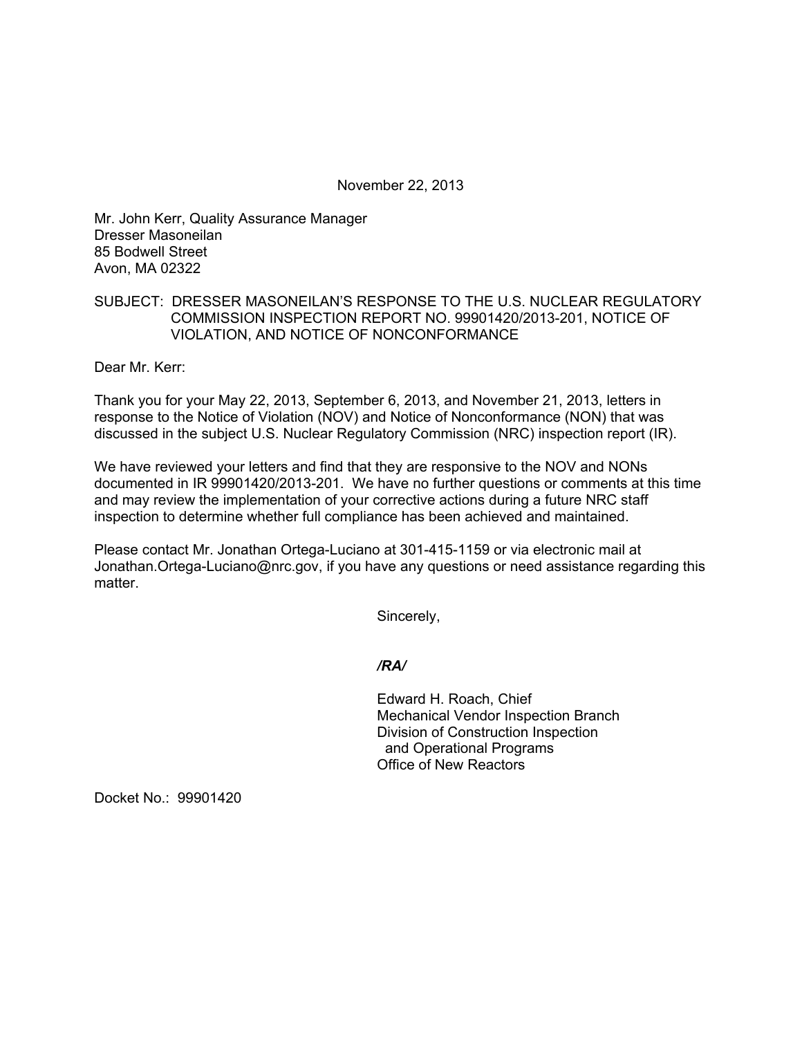November 22, 2013

Mr. John Kerr, Quality Assurance Manager
Dresser Masoneilan
85 Bodwell Street
Avon, MA 02322

SUBJECT: DRESSER MASONEILAN'S RESPONSE TO THE U.S. NUCLEAR REGULATORY COMMISSION INSPECTION REPORT NO. 99901420/2013-201, NOTICE OF VIOLATION, AND NOTICE OF NONCONFORMANCE

Dear Mr. Kerr:

Thank you for your May 22, 2013, September 6, 2013, and November 21, 2013, letters in response to the Notice of Violation (NOV) and Notice of Nonconformance (NON) that was discussed in the subject U.S. Nuclear Regulatory Commission (NRC) inspection report (IR).

We have reviewed your letters and find that they are responsive to the NOV and NONs documented in IR 99901420/2013-201. We have no further questions or comments at this time and may review the implementation of your corrective actions during a future NRC staff inspection to determine whether full compliance has been achieved and maintained.

Please contact Mr. Jonathan Ortega-Luciano at 301-415-1159 or via electronic mail at Jonathan.Ortega-Luciano@nrc.gov, if you have any questions or need assistance regarding this matter.

Sincerely,

***/RA/***

Edward H. Roach, Chief
Mechanical Vendor Inspection Branch
Division of Construction Inspection
and Operational Programs
Office of New Reactors

Docket No.: 99901420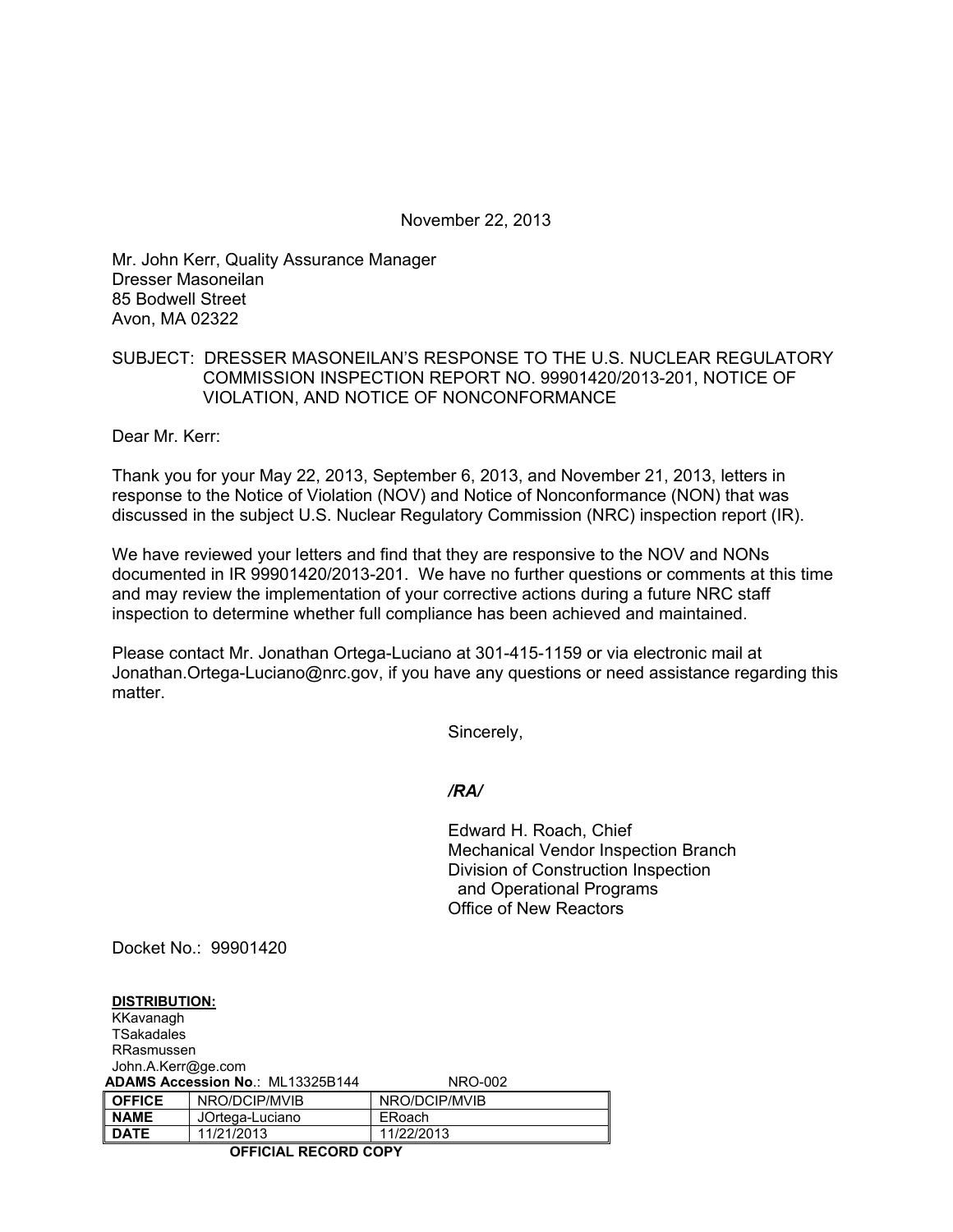November 22, 2013

Mr. John Kerr, Quality Assurance Manager
Dresser Masoneilan
85 Bodwell Street
Avon, MA 02322

SUBJECT: DRESSER MASONEILAN'S RESPONSE TO THE U.S. NUCLEAR REGULATORY COMMISSION INSPECTION REPORT NO. 99901420/2013-201, NOTICE OF VIOLATION, AND NOTICE OF NONCONFORMANCE

Dear Mr. Kerr:

Thank you for your May 22, 2013, September 6, 2013, and November 21, 2013, letters in response to the Notice of Violation (NOV) and Notice of Nonconformance (NON) that was discussed in the subject U.S. Nuclear Regulatory Commission (NRC) inspection report (IR).

We have reviewed your letters and find that they are responsive to the NOV and NONs documented in IR 99901420/2013-201. We have no further questions or comments at this time and may review the implementation of your corrective actions during a future NRC staff inspection to determine whether full compliance has been achieved and maintained.

Please contact Mr. Jonathan Ortega-Luciano at 301-415-1159 or via electronic mail at Jonathan.Ortega-Luciano@nrc.gov, if you have any questions or need assistance regarding this matter.

Sincerely,

*/RA/*

Edward H. Roach, Chief
Mechanical Vendor Inspection Branch
Division of Construction Inspection
and Operational Programs
Office of New Reactors

Docket No.: 99901420

**DISTRIBUTION:**
KKavanagh
TSakadales
RRasmussen
John.A.Kerr@ge.com

**ADAMS Accession No**.: ML13325B144 NRO-002

| | | |
|---|---|---|
| **OFFICE** | NRO/DCIP/MVIB | NRO/DCIP/MVIB |
| **NAME** | JOrtega-Luciano | ERoach |
| **DATE** | 11/21/2013 | 11/22/2013 |

**OFFICIAL RECORD COPY**